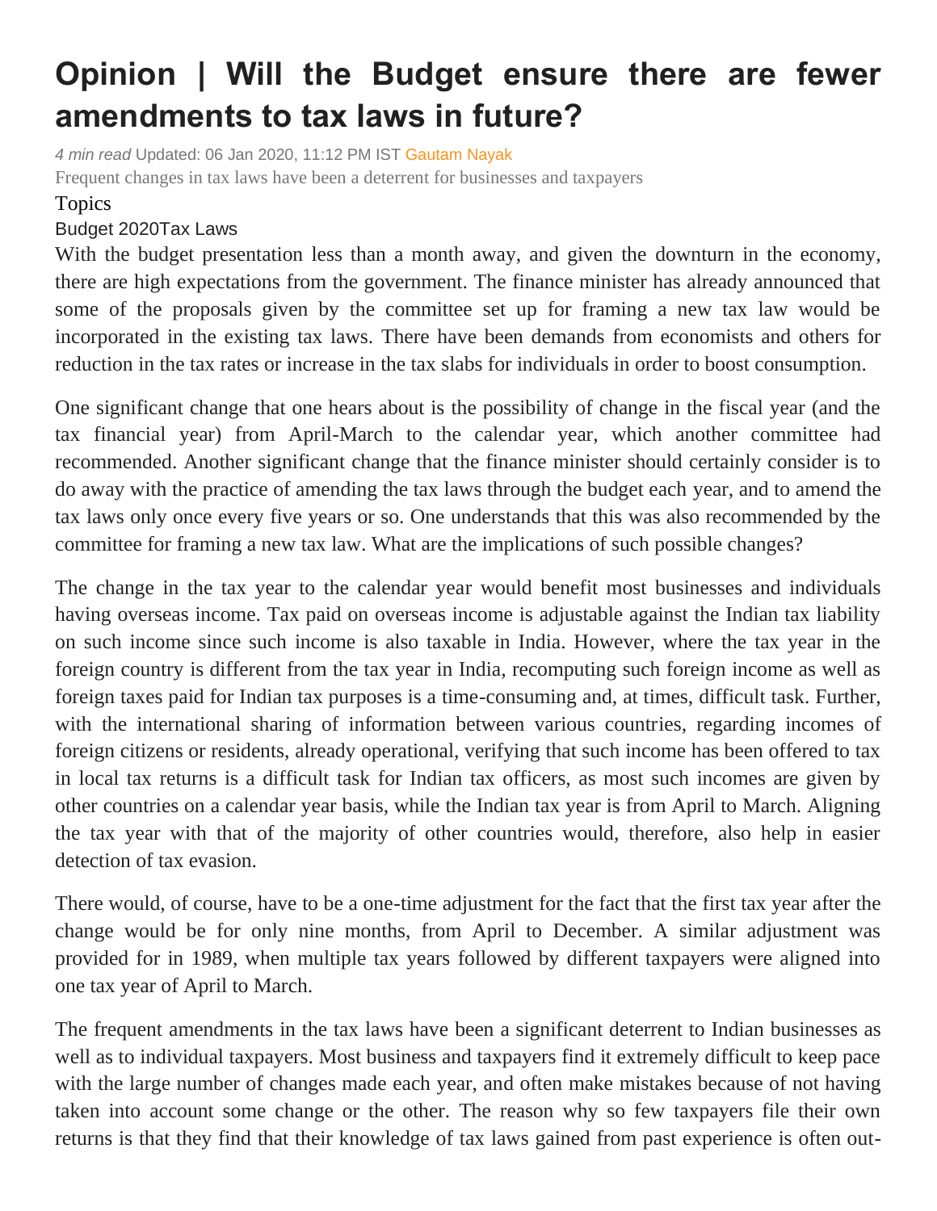# Opinion | Will the Budget ensure there are fewer amendments to tax laws in future?

*4 min read* Updated: 06 Jan 2020, 11:12 PM IST Gautam Nayak

Frequent changes in tax laws have been a deterrent for businesses and taxpayers

Topics

Budget 2020Tax Laws

With the budget presentation less than a month away, and given the downturn in the economy, there are high expectations from the government. The finance minister has already announced that some of the proposals given by the committee set up for framing a new tax law would be incorporated in the existing tax laws. There have been demands from economists and others for reduction in the tax rates or increase in the tax slabs for individuals in order to boost consumption.

One significant change that one hears about is the possibility of change in the fiscal year (and the tax financial year) from April-March to the calendar year, which another committee had recommended. Another significant change that the finance minister should certainly consider is to do away with the practice of amending the tax laws through the budget each year, and to amend the tax laws only once every five years or so. One understands that this was also recommended by the committee for framing a new tax law. What are the implications of such possible changes?

The change in the tax year to the calendar year would benefit most businesses and individuals having overseas income. Tax paid on overseas income is adjustable against the Indian tax liability on such income since such income is also taxable in India. However, where the tax year in the foreign country is different from the tax year in India, recomputing such foreign income as well as foreign taxes paid for Indian tax purposes is a time-consuming and, at times, difficult task. Further, with the international sharing of information between various countries, regarding incomes of foreign citizens or residents, already operational, verifying that such income has been offered to tax in local tax returns is a difficult task for Indian tax officers, as most such incomes are given by other countries on a calendar year basis, while the Indian tax year is from April to March. Aligning the tax year with that of the majority of other countries would, therefore, also help in easier detection of tax evasion.

There would, of course, have to be a one-time adjustment for the fact that the first tax year after the change would be for only nine months, from April to December. A similar adjustment was provided for in 1989, when multiple tax years followed by different taxpayers were aligned into one tax year of April to March.

The frequent amendments in the tax laws have been a significant deterrent to Indian businesses as well as to individual taxpayers. Most business and taxpayers find it extremely difficult to keep pace with the large number of changes made each year, and often make mistakes because of not having taken into account some change or the other. The reason why so few taxpayers file their own returns is that they find that their knowledge of tax laws gained from past experience is often out-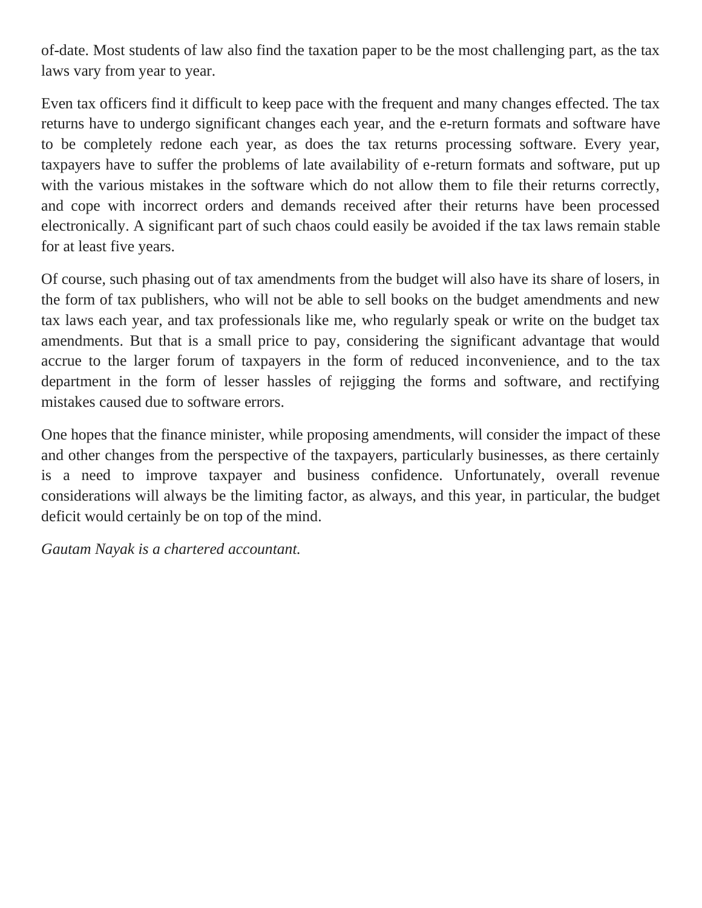of-date. Most students of law also find the taxation paper to be the most challenging part, as the tax laws vary from year to year.

Even tax officers find it difficult to keep pace with the frequent and many changes effected. The tax returns have to undergo significant changes each year, and the e-return formats and software have to be completely redone each year, as does the tax returns processing software. Every year, taxpayers have to suffer the problems of late availability of e-return formats and software, put up with the various mistakes in the software which do not allow them to file their returns correctly, and cope with incorrect orders and demands received after their returns have been processed electronically. A significant part of such chaos could easily be avoided if the tax laws remain stable for at least five years.

Of course, such phasing out of tax amendments from the budget will also have its share of losers, in the form of tax publishers, who will not be able to sell books on the budget amendments and new tax laws each year, and tax professionals like me, who regularly speak or write on the budget tax amendments. But that is a small price to pay, considering the significant advantage that would accrue to the larger forum of taxpayers in the form of reduced inconvenience, and to the tax department in the form of lesser hassles of rejigging the forms and software, and rectifying mistakes caused due to software errors.

One hopes that the finance minister, while proposing amendments, will consider the impact of these and other changes from the perspective of the taxpayers, particularly businesses, as there certainly is a need to improve taxpayer and business confidence. Unfortunately, overall revenue considerations will always be the limiting factor, as always, and this year, in particular, the budget deficit would certainly be on top of the mind.

*Gautam Nayak is a chartered accountant.*